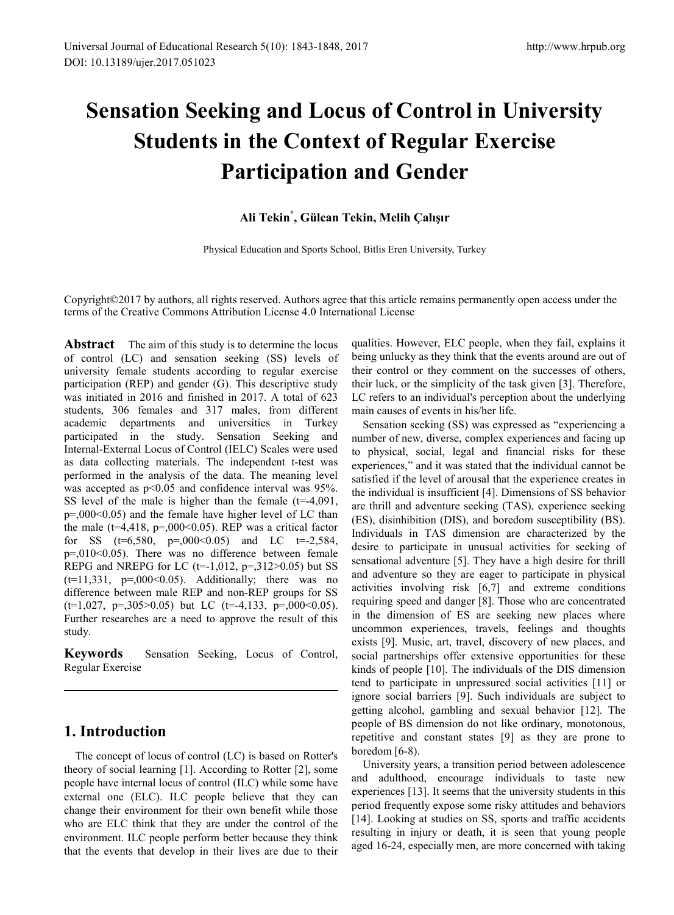# Sensation Seeking and Locus of Control in University Students in the Context of Regular Exercise Participation and Gender

**Ali Tekin[*], Gülcan Tekin, Melih Çalışır**

Physical Education and Sports School, Bitlis Eren University, Turkey

Copyright©2017 by authors, all rights reserved. Authors agree that this article remains permanently open access under the terms of the Creative Commons Attribution License 4.0 International License

**Abstract** The aim of this study is to determine the locus of control (LC) and sensation seeking (SS) levels of university female students according to regular exercise participation (REP) and gender (G). This descriptive study was initiated in 2016 and finished in 2017. A total of 623 students, 306 females and 317 males, from different academic departments and universities in Turkey participated in the study. Sensation Seeking and Internal-External Locus of Control (IELC) Scales were used as data collecting materials. The independent t-test was performed in the analysis of the data. The meaning level was accepted as $p<0.05$ and confidence interval was 95%. SS level of the male is higher than the female ($t=-4,091$, $p=,000<0.05$) and the female have higher level of LC than the male ($t=4,418$, $p=,000<0.05$). REP was a critical factor for SS ($t=6,580$, $p=,000<0.05$) and LC $t=-2,584$, $p=,010<0.05$). There was no difference between female REPG and NREPG for LC ($t=-1,012$, $p=,312>0.05$) but SS ($t=11,331$, $p=,000<0.05$). Additionally; there was no difference between male REP and non-REP groups for SS ($t=1,027$, $p=,305>0.05$) but LC ($t=-4,133$, $p=,000<0.05$). Further researches are a need to approve the result of this study.

**Keywords** Sensation Seeking, Locus of Control, Regular Exercise

## 1. Introduction

The concept of locus of control (LC) is based on Rotter's theory of social learning [1]. According to Rotter [2], some people have internal locus of control (ILC) while some have external one (ELC). ILC people believe that they can change their environment for their own benefit while those who are ELC think that they are under the control of the environment. ILC people perform better because they think that the events that develop in their lives are due to their qualities. However, ELC people, when they fail, explains it being unlucky as they think that the events around are out of their control or they comment on the successes of others, their luck, or the simplicity of the task given [3]. Therefore, LC refers to an individual's perception about the underlying main causes of events in his/her life.

Sensation seeking (SS) was expressed as "experiencing a number of new, diverse, complex experiences and facing up to physical, social, legal and financial risks for these experiences," and it was stated that the individual cannot be satisfied if the level of arousal that the experience creates in the individual is insufficient [4]. Dimensions of SS behavior are thrill and adventure seeking (TAS), experience seeking (ES), disinhibition (DIS), and boredom susceptibility (BS). Individuals in TAS dimension are characterized by the desire to participate in unusual activities for seeking of sensational adventure [5]. They have a high desire for thrill and adventure so they are eager to participate in physical activities involving risk [6,7] and extreme conditions requiring speed and danger [8]. Those who are concentrated in the dimension of ES are seeking new places where uncommon experiences, travels, feelings and thoughts exists [9]. Music, art, travel, discovery of new places, and social partnerships offer extensive opportunities for these kinds of people [10]. The individuals of the DIS dimension tend to participate in unpressured social activities [11] or ignore social barriers [9]. Such individuals are subject to getting alcohol, gambling and sexual behavior [12]. The people of BS dimension do not like ordinary, monotonous, repetitive and constant states [9] as they are prone to boredom [6-8].

University years, a transition period between adolescence and adulthood, encourage individuals to taste new experiences [13]. It seems that the university students in this period frequently expose some risky attitudes and behaviors [14]. Looking at studies on SS, sports and traffic accidents resulting in injury or death, it is seen that young people aged 16-24, especially men, are more concerned with taking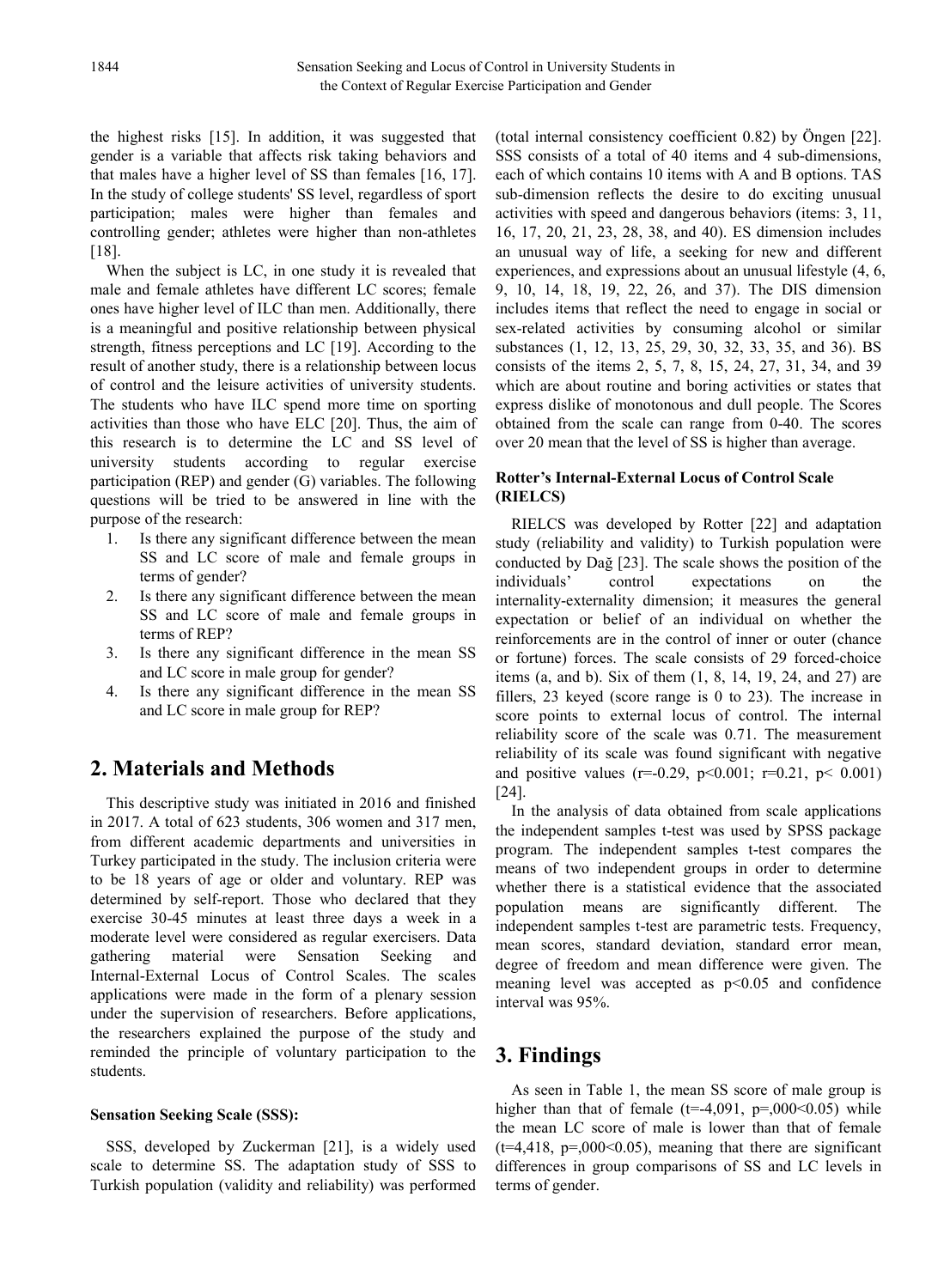the highest risks [15]. In addition, it was suggested that gender is a variable that affects risk taking behaviors and that males have a higher level of SS than females [16, 17]. In the study of college students' SS level, regardless of sport participation; males were higher than females and controlling gender; athletes were higher than non-athletes [18].

When the subject is LC, in one study it is revealed that male and female athletes have different LC scores; female ones have higher level of ILC than men. Additionally, there is a meaningful and positive relationship between physical strength, fitness perceptions and LC [19]. According to the result of another study, there is a relationship between locus of control and the leisure activities of university students. The students who have ILC spend more time on sporting activities than those who have ELC [20]. Thus, the aim of this research is to determine the LC and SS level of university students according to regular exercise participation (REP) and gender (G) variables. The following questions will be tried to be answered in line with the purpose of the research:

1. Is there any significant difference between the mean SS and LC score of male and female groups in terms of gender?
2. Is there any significant difference between the mean SS and LC score of male and female groups in terms of REP?
3. Is there any significant difference in the mean SS and LC score in male group for gender?
4. Is there any significant difference in the mean SS and LC score in male group for REP?

## 2. Materials and Methods

This descriptive study was initiated in 2016 and finished in 2017. A total of 623 students, 306 women and 317 men, from different academic departments and universities in Turkey participated in the study. The inclusion criteria were to be 18 years of age or older and voluntary. REP was determined by self-report. Those who declared that they exercise 30-45 minutes at least three days a week in a moderate level were considered as regular exercisers. Data gathering material were Sensation Seeking and Internal-External Locus of Control Scales. The scales applications were made in the form of a plenary session under the supervision of researchers. Before applications, the researchers explained the purpose of the study and reminded the principle of voluntary participation to the students.

### Sensation Seeking Scale (SSS):

SSS, developed by Zuckerman [21], is a widely used scale to determine SS. The adaptation study of SSS to Turkish population (validity and reliability) was performed (total internal consistency coefficient 0.82) by Öngen [22]. SSS consists of a total of 40 items and 4 sub-dimensions, each of which contains 10 items with A and B options. TAS sub-dimension reflects the desire to do exciting unusual activities with speed and dangerous behaviors (items: 3, 11, 16, 17, 20, 21, 23, 28, 38, and 40). ES dimension includes an unusual way of life, a seeking for new and different experiences, and expressions about an unusual lifestyle (4, 6, 9, 10, 14, 18, 19, 22, 26, and 37). The DIS dimension includes items that reflect the need to engage in social or sex-related activities by consuming alcohol or similar substances (1, 12, 13, 25, 29, 30, 32, 33, 35, and 36). BS consists of the items 2, 5, 7, 8, 15, 24, 27, 31, 34, and 39 which are about routine and boring activities or states that express dislike of monotonous and dull people. The Scores obtained from the scale can range from 0-40. The scores over 20 mean that the level of SS is higher than average.

### Rotter's Internal-External Locus of Control Scale (RIELCS)

RIELCS was developed by Rotter [22] and adaptation study (reliability and validity) to Turkish population were conducted by Dağ [23]. The scale shows the position of the individuals' control expectations on the internality-externality dimension; it measures the general expectation or belief of an individual on whether the reinforcements are in the control of inner or outer (chance or fortune) forces. The scale consists of 29 forced-choice items (a, and b). Six of them (1, 8, 14, 19, 24, and 27) are fillers, 23 keyed (score range is 0 to 23). The increase in score points to external locus of control. The internal reliability score of the scale was 0.71. The measurement reliability of its scale was found significant with negative and positive values ($r=-0.29$, $p<0.001$; $r=0.21$, $p<0.001$) [24].

In the analysis of data obtained from scale applications the independent samples t-test was used by SPSS package program. The independent samples t-test compares the means of two independent groups in order to determine whether there is a statistical evidence that the associated population means are significantly different. The independent samples t-test are parametric tests. Frequency, mean scores, standard deviation, standard error mean, degree of freedom and mean difference were given. The meaning level was accepted as $p<0.05$ and confidence interval was 95%.

## 3. Findings

As seen in Table 1, the mean SS score of male group is higher than that of female ($t=-4,091$, $p=,000<0.05$) while the mean LC score of male is lower than that of female ($t=4,418$, $p=,000<0.05$), meaning that there are significant differences in group comparisons of SS and LC levels in terms of gender.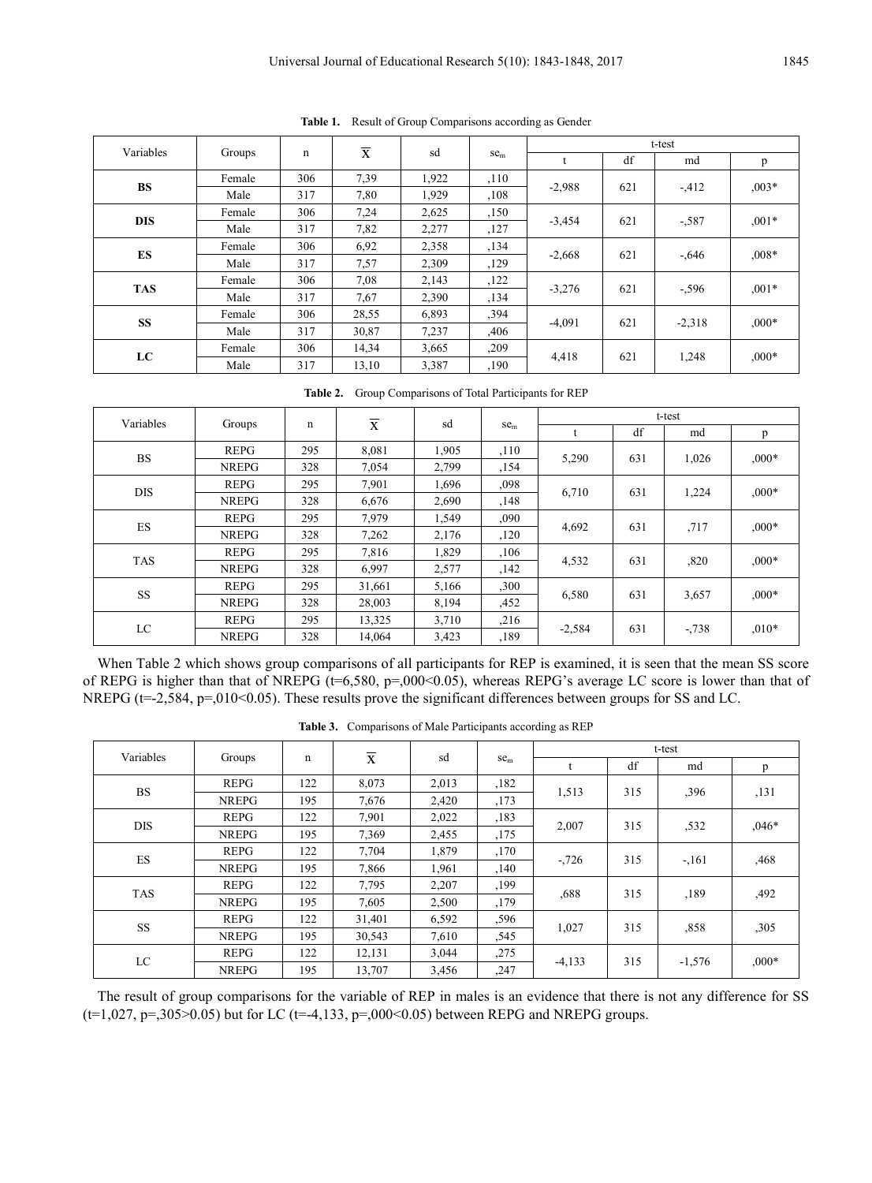**Table 1.** Result of Group Comparisons according as Gender

| Variables | Groups | n | $\overline{X}$ | sd | $se_m$ | t-test | | | |
|---|---|---|---|---|---|---|---|---|---|
| | | | | | | t | df | md | p |
| **BS** | Female | 306 | 7,39 | 1,922 | ,110 | -2,988 | 621 | -,412 | ,003* |
| | Male | 317 | 7,80 | 1,929 | ,108 | | | | |
| **DIS** | Female | 306 | 7,24 | 2,625 | ,150 | -3,454 | 621 | -,587 | ,001* |
| | Male | 317 | 7,82 | 2,277 | ,127 | | | | |
| **ES** | Female | 306 | 6,92 | 2,358 | ,134 | -2,668 | 621 | -,646 | ,008* |
| | Male | 317 | 7,57 | 2,309 | ,129 | | | | |
| **TAS** | Female | 306 | 7,08 | 2,143 | ,122 | -3,276 | 621 | -,596 | ,001* |
| | Male | 317 | 7,67 | 2,390 | ,134 | | | | |
| **SS** | Female | 306 | 28,55 | 6,893 | ,394 | -4,091 | 621 | -2,318 | ,000* |
| | Male | 317 | 30,87 | 7,237 | ,406 | | | | |
| **LC** | Female | 306 | 14,34 | 3,665 | ,209 | 4,418 | 621 | 1,248 | ,000* |
| | Male | 317 | 13,10 | 3,387 | ,190 | | | | |

**Table 2.** Group Comparisons of Total Participants for REP

| Variables | Groups | n | $\overline{X}$ | sd | $se_m$ | t-test | | | |
|---|---|---|---|---|---|---|---|---|---|
| | | | | | | t | df | md | p |
| BS | REPG | 295 | 8,081 | 1,905 | ,110 | 5,290 | 631 | 1,026 | ,000* |
| | NREPG | 328 | 7,054 | 2,799 | ,154 | | | | |
| DIS | REPG | 295 | 7,901 | 1,696 | ,098 | 6,710 | 631 | 1,224 | ,000* |
| | NREPG | 328 | 6,676 | 2,690 | ,148 | | | | |
| ES | REPG | 295 | 7,979 | 1,549 | ,090 | 4,692 | 631 | ,717 | ,000* |
| | NREPG | 328 | 7,262 | 2,176 | ,120 | | | | |
| TAS | REPG | 295 | 7,816 | 1,829 | ,106 | 4,532 | 631 | ,820 | ,000* |
| | NREPG | 328 | 6,997 | 2,577 | ,142 | | | | |
| SS | REPG | 295 | 31,661 | 5,166 | ,300 | 6,580 | 631 | 3,657 | ,000* |
| | NREPG | 328 | 28,003 | 8,194 | ,452 | | | | |
| LC | REPG | 295 | 13,325 | 3,710 | ,216 | -2,584 | 631 | -,738 | ,010* |
| | NREPG | 328 | 14,064 | 3,423 | ,189 | | | | |

When Table 2 which shows group comparisons of all participants for REP is examined, it is seen that the mean SS score of REPG is higher than that of NREPG (t=6,580, p=,000<0.05), whereas REPG's average LC score is lower than that of NREPG (t=-2,584, p=,010<0.05). These results prove the significant differences between groups for SS and LC.

**Table 3.** Comparisons of Male Participants according as REP

| Variables | Groups | n | $\overline{X}$ | sd | $se_m$ | t-test | | | |
|---|---|---|---|---|---|---|---|---|---|
| | | | | | | t | df | md | p |
| BS | REPG | 122 | 8,073 | 2,013 | ,182 | 1,513 | 315 | ,396 | ,131 |
| | NREPG | 195 | 7,676 | 2,420 | ,173 | | | | |
| DIS | REPG | 122 | 7,901 | 2,022 | ,183 | 2,007 | 315 | ,532 | ,046* |
| | NREPG | 195 | 7,369 | 2,455 | ,175 | | | | |
| ES | REPG | 122 | 7,704 | 1,879 | ,170 | -,726 | 315 | -,161 | ,468 |
| | NREPG | 195 | 7,866 | 1,961 | ,140 | | | | |
| TAS | REPG | 122 | 7,795 | 2,207 | ,199 | ,688 | 315 | ,189 | ,492 |
| | NREPG | 195 | 7,605 | 2,500 | ,179 | | | | |
| SS | REPG | 122 | 31,401 | 6,592 | ,596 | 1,027 | 315 | ,858 | ,305 |
| | NREPG | 195 | 30,543 | 7,610 | ,545 | | | | |
| LC | REPG | 122 | 12,131 | 3,044 | ,275 | -4,133 | 315 | -1,576 | ,000* |
| | NREPG | 195 | 13,707 | 3,456 | ,247 | | | | |

The result of group comparisons for the variable of REP in males is an evidence that there is not any difference for SS (t=1,027, p=,305>0.05) but for LC (t=-4,133, p=,000<0.05) between REPG and NREPG groups.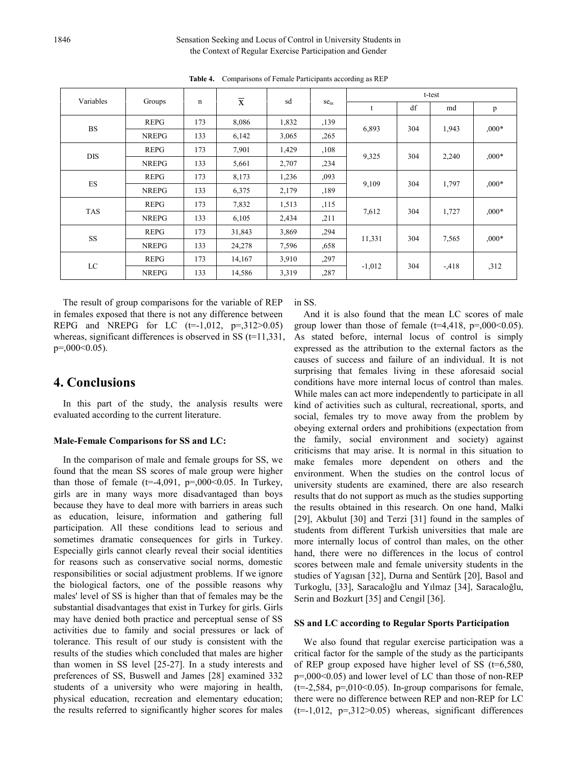**Table 4.** Comparisons of Female Participants according as REP

| Variables | Groups | n | $\overline{X}$ | sd | $se_m$ | t-test | | | |
|---|---|---|---|---|---|---|---|---|---|
| | | | | | | t | df | md | p |
| BS | REPG | 173 | 8,086 | 1,832 | ,139 | 6,893 | 304 | 1,943 | ,000* |
| | NREPG | 133 | 6,142 | 3,065 | ,265 | | | | |
| DIS | REPG | 173 | 7,901 | 1,429 | ,108 | 9,325 | 304 | 2,240 | ,000* |
| | NREPG | 133 | 5,661 | 2,707 | ,234 | | | | |
| ES | REPG | 173 | 8,173 | 1,236 | ,093 | 9,109 | 304 | 1,797 | ,000* |
| | NREPG | 133 | 6,375 | 2,179 | ,189 | | | | |
| TAS | REPG | 173 | 7,832 | 1,513 | ,115 | 7,612 | 304 | 1,727 | ,000* |
| | NREPG | 133 | 6,105 | 2,434 | ,211 | | | | |
| SS | REPG | 173 | 31,843 | 3,869 | ,294 | 11,331 | 304 | 7,565 | ,000* |
| | NREPG | 133 | 24,278 | 7,596 | ,658 | | | | |
| LC | REPG | 173 | 14,167 | 3,910 | ,297 | -1,012 | 304 | -,418 | ,312 |
| | NREPG | 133 | 14,586 | 3,319 | ,287 | | | | |

The result of group comparisons for the variable of REP in females exposed that there is not any difference between REPG and NREPG for LC (t=-1,012, p=,312>0.05) whereas, significant differences is observed in SS (t=11,331, p=,000<0.05).

# 4. Conclusions

In this part of the study, the analysis results were evaluated according to the current literature.

**Male-Female Comparisons for SS and LC:**

In the comparison of male and female groups for SS, we found that the mean SS scores of male group were higher than those of female (t=-4,091, p=,000<0.05. In Turkey, girls are in many ways more disadvantaged than boys because they have to deal more with barriers in areas such as education, leisure, information and gathering full participation. All these conditions lead to serious and sometimes dramatic consequences for girls in Turkey. Especially girls cannot clearly reveal their social identities for reasons such as conservative social norms, domestic responsibilities or social adjustment problems. If we ignore the biological factors, one of the possible reasons why males' level of SS is higher than that of females may be the substantial disadvantages that exist in Turkey for girls. Girls may have denied both practice and perceptual sense of SS activities due to family and social pressures or lack of tolerance. This result of our study is consistent with the results of the studies which concluded that males are higher than women in SS level [25-27]. In a study interests and preferences of SS, Buswell and James [28] examined 332 students of a university who were majoring in health, physical education, recreation and elementary education; the results referred to significantly higher scores for males in SS.

And it is also found that the mean LC scores of male group lower than those of female (t=4,418, p=,000<0.05). As stated before, internal locus of control is simply expressed as the attribution to the external factors as the causes of success and failure of an individual. It is not surprising that females living in these aforesaid social conditions have more internal locus of control than males. While males can act more independently to participate in all kind of activities such as cultural, recreational, sports, and social, females try to move away from the problem by obeying external orders and prohibitions (expectation from the family, social environment and society) against criticisms that may arise. It is normal in this situation to make females more dependent on others and the environment. When the studies on the control locus of university students are examined, there are also research results that do not support as much as the studies supporting the results obtained in this research. On one hand, Malki [29], Akbulut [30] and Terzi [31] found in the samples of students from different Turkish universities that male are more internally locus of control than males, on the other hand, there were no differences in the locus of control scores between male and female university students in the studies of Yagısan [32], Durna and Sentürk [20], Basol and Turkoglu, [33], Saracaloğlu and Yılmaz [34], Saracaloğlu, Serin and Bozkurt [35] and Cengil [36].

**SS and LC according to Regular Sports Participation**

We also found that regular exercise participation was a critical factor for the sample of the study as the participants of REP group exposed have higher level of SS (t=6,580, p=,000<0.05) and lower level of LC than those of non-REP (t=-2,584, p=,010<0.05). In-group comparisons for female, there were no difference between REP and non-REP for LC (t=-1,012, p=,312>0.05) whereas, significant differences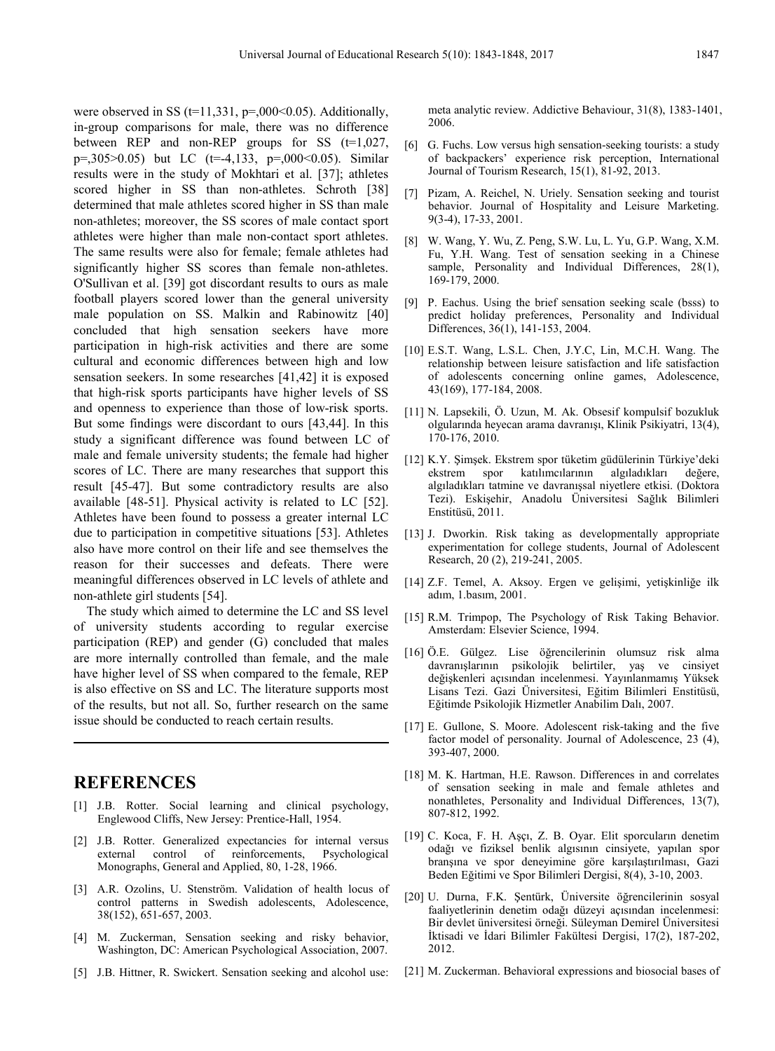were observed in SS (t=11,331, p=,000<0.05). Additionally, in-group comparisons for male, there was no difference between REP and non-REP groups for SS (t=1,027, p=,305>0.05) but LC (t=-4,133, p=,000<0.05). Similar results were in the study of Mokhtari et al. [37]; athletes scored higher in SS than non-athletes. Schroth [38] determined that male athletes scored higher in SS than male non-athletes; moreover, the SS scores of male contact sport athletes were higher than male non-contact sport athletes. The same results were also for female; female athletes had significantly higher SS scores than female non-athletes. O'Sullivan et al. [39] got discordant results to ours as male football players scored lower than the general university male population on SS. Malkin and Rabinowitz [40] concluded that high sensation seekers have more participation in high-risk activities and there are some cultural and economic differences between high and low sensation seekers. In some researches [41,42] it is exposed that high-risk sports participants have higher levels of SS and openness to experience than those of low-risk sports. But some findings were discordant to ours [43,44]. In this study a significant difference was found between LC of male and female university students; the female had higher scores of LC. There are many researches that support this result [45-47]. But some contradictory results are also available [48-51]. Physical activity is related to LC [52]. Athletes have been found to possess a greater internal LC due to participation in competitive situations [53]. Athletes also have more control on their life and see themselves the reason for their successes and defeats. There were meaningful differences observed in LC levels of athlete and non-athlete girl students [54].

The study which aimed to determine the LC and SS level of university students according to regular exercise participation (REP) and gender (G) concluded that males are more internally controlled than female, and the male have higher level of SS when compared to the female, REP is also effective on SS and LC. The literature supports most of the results, but not all. So, further research on the same issue should be conducted to reach certain results.

# REFERENCES

[1] J.B. Rotter. Social learning and clinical psychology, Englewood Cliffs, New Jersey: Prentice-Hall, 1954.

[2] J.B. Rotter. Generalized expectancies for internal versus external control of reinforcements, Psychological Monographs, General and Applied, 80, 1-28, 1966.

[3] A.R. Ozolins, U. Stenström. Validation of health locus of control patterns in Swedish adolescents, Adolescence, 38(152), 651-657, 2003.

[4] M. Zuckerman, Sensation seeking and risky behavior, Washington, DC: American Psychological Association, 2007.

[5] J.B. Hittner, R. Swickert. Sensation seeking and alcohol use: meta analytic review. Addictive Behaviour, 31(8), 1383-1401, 2006.

[6] G. Fuchs. Low versus high sensation-seeking tourists: a study of backpackers' experience risk perception, International Journal of Tourism Research, 15(1), 81-92, 2013.

[7] Pizam, A. Reichel, N. Uriely. Sensation seeking and tourist behavior. Journal of Hospitality and Leisure Marketing. 9(3-4), 17-33, 2001.

[8] W. Wang, Y. Wu, Z. Peng, S.W. Lu, L. Yu, G.P. Wang, X.M. Fu, Y.H. Wang. Test of sensation seeking in a Chinese sample, Personality and Individual Differences, 28(1), 169-179, 2000.

[9] P. Eachus. Using the brief sensation seeking scale (bsss) to predict holiday preferences, Personality and Individual Differences, 36(1), 141-153, 2004.

[10] E.S.T. Wang, L.S.L. Chen, J.Y.C, Lin, M.C.H. Wang. The relationship between leisure satisfaction and life satisfaction of adolescents concerning online games, Adolescence, 43(169), 177-184, 2008.

[11] N. Lapsekili, Ö. Uzun, M. Ak. Obsesif kompulsif bozukluk olgularında heyecan arama davranışı, Klinik Psikiyatri, 13(4), 170-176, 2010.

[12] K.Y. Şimşek. Ekstrem spor tüketim güdülerinin Türkiye'deki ekstrem spor katılımcılarının algıladıkları değere, algıladıkları tatmine ve davranışsal niyetlere etkisi. (Doktora Tezi). Eskişehir, Anadolu Üniversitesi Sağlık Bilimleri Enstitüsü, 2011.

[13] J. Dworkin. Risk taking as developmentally appropriate experimentation for college students, Journal of Adolescent Research, 20 (2), 219-241, 2005.

[14] Z.F. Temel, A. Aksoy. Ergen ve gelişimi, yetişkinliğe ilk adım, 1.basım, 2001.

[15] R.M. Trimpop, The Psychology of Risk Taking Behavior. Amsterdam: Elsevier Science, 1994.

[16] Ö.E. Gülgez. Lise öğrencilerinin olumsuz risk alma davranışlarının psikolojik belirtiler, yaş ve cinsiyet değişkenleri açısından incelenmesi. Yayınlanmamış Yüksek Lisans Tezi. Gazi Üniversitesi, Eğitim Bilimleri Enstitüsü, Eğitimde Psikolojik Hizmetler Anabilim Dalı, 2007.

[17] E. Gullone, S. Moore. Adolescent risk-taking and the five factor model of personality. Journal of Adolescence, 23 (4), 393-407, 2000.

[18] M. K. Hartman, H.E. Rawson. Differences in and correlates of sensation seeking in male and female athletes and nonathletes, Personality and Individual Differences, 13(7), 807-812, 1992.

[19] C. Koca, F. H. Aşçı, Z. B. Oyar. Elit sporcuların denetim odağı ve fiziksel benlik algısının cinsiyete, yapılan spor branşına ve spor deneyimine göre karşılaştırılması, Gazi Beden Eğitimi ve Spor Bilimleri Dergisi, 8(4), 3-10, 2003.

[20] U. Durna, F.K. Şentürk, Üniversite öğrencilerinin sosyal faaliyetlerinin denetim odağı düzeyi açısından incelenmesi: Bir devlet üniversitesi örneği. Süleyman Demirel Üniversitesi İktisadi ve İdari Bilimler Fakültesi Dergisi, 17(2), 187-202, 2012.

[21] M. Zuckerman. Behavioral expressions and biosocial bases of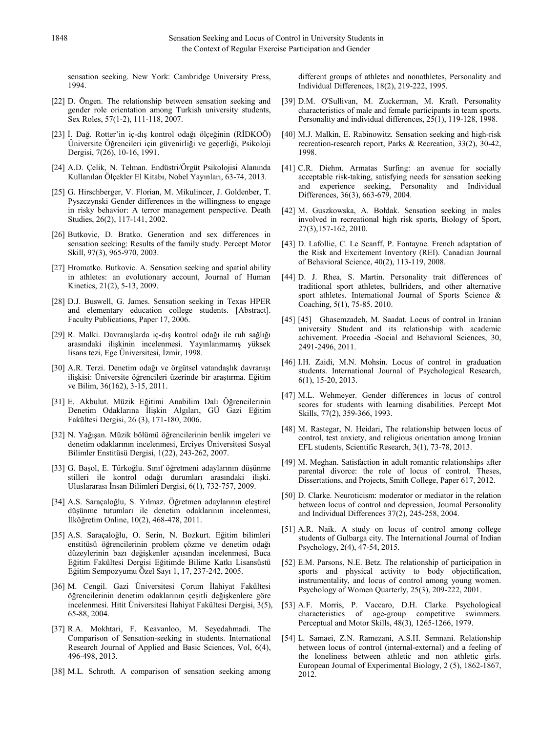sensation seeking. New York: Cambridge University Press, 1994.

[22] D. Öngen. The relationship between sensation seeking and gender role orientation among Turkish university students, Sex Roles, 57(1-2), 111-118, 2007.

[23] İ. Dağ. Rotter'in iç-dış kontrol odağı ölçeğinin (RİDKOÖ) Üniversite Öğrencileri için güvenirliği ve geçerliği, Psikoloji Dergisi, 7(26), 10-16, 1991.

[24] A.D. Çelik, N. Telman. Endüstri/Örgüt Psikolojisi Alanında Kullanılan Ölçekler El Kitabı, Nobel Yayınları, 63-74, 2013.

[25] G. Hirschberger, V. Florian, M. Mikulincer, J. Goldenber, T. Pyszczynski Gender differences in the willingness to engage in risky behavior: A terror management perspective. Death Studies, 26(2), 117-141, 2002.

[26] Butkovic, D. Bratko. Generation and sex differences in sensation seeking: Results of the family study. Percept Motor Skill, 97(3), 965-970, 2003.

[27] Hromatko. Butkovic. A. Sensation seeking and spatial ability in athletes: an evolutionary account, Journal of Human Kinetics, 21(2), 5-13, 2009.

[28] D.J. Buswell, G. James. Sensation seeking in Texas HPER and elementary education college students. [Abstract]. Faculty Publications, Paper 17, 2006.

[29] R. Malki. Davranışlarda iç-dış kontrol odağı ile ruh sağlığı arasındaki ilişkinin incelenmesi. Yayınlanmamış yüksek lisans tezi, Ege Üniversitesi, İzmir, 1998.

[30] A.R. Terzi. Denetim odağı ve örgütsel vatandaşlık davranışı ilişkisi: Üniversite öğrencileri üzerinde bir araştırma. Eğitim ve Bilim, 36(162), 3-15, 2011.

[31] E. Akbulut. Müzik Eğitimi Anabilim Dalı Öğrencilerinin Denetim Odaklarına İlişkin Algıları, GÜ Gazi Eğitim Fakültesi Dergisi, 26 (3), 171-180, 2006.

[32] N. Yağışan. Müzik bölümü öğrencilerinin benlik imgeleri ve denetim odaklarının incelenmesi, Erciyes Üniversitesi Sosyal Bilimler Enstitüsü Dergisi, 1(22), 243-262, 2007.

[33] G. Başol, E. Türkoğlu. Sınıf öğretmeni adaylarının düşünme stilleri ile kontrol odağı durumları arasındaki ilişki. Uluslararası İnsan Bilimleri Dergisi, 6(1), 732-757, 2009.

[34] A.S. Saraçaloğlu, S. Yılmaz. Öğretmen adaylarının eleştirel düşünme tutumları ile denetim odaklarının incelenmesi, İlköğretim Online, 10(2), 468-478, 2011.

[35] A.S. Saraçaloğlu, O. Serin, N. Bozkurt. Eğitim bilimleri enstitüsü öğrencilerinin problem çözme ve denetim odağı düzeylerinin bazı değişkenler açısından incelenmesi, Buca Eğitim Fakültesi Dergisi Eğitimde Bilime Katkı Lisansüstü Eğitim Sempozyumu Özel Sayı 1, 17, 237-242, 2005.

[36] M. Cengil. Gazi Üniversitesi Çorum İlahiyat Fakültesi öğrencilerinin denetim odaklarının çeşitli değişkenlere göre incelenmesi. Hitit Üniversitesi İlahiyat Fakültesi Dergisi, 3(5), 65-88, 2004.

[37] R.A. Mokhtari, F. Keavanloo, M. Seyedahmadi. The Comparison of Sensation-seeking in students. International Research Journal of Applied and Basic Sciences, Vol, 6(4), 496-498, 2013.

[38] M.L. Schroth. A comparison of sensation seeking among different groups of athletes and nonathletes, Personality and Individual Differences, 18(2), 219-222, 1995.

[39] D.M. O'Sullivan, M. Zuckerman, M. Kraft. Personality characteristics of male and female participants in team sports. Personality and individual differences, 25(1), 119-128, 1998.

[40] M.J. Malkin, E. Rabinowitz. Sensation seeking and high-risk recreation-research report, Parks & Recreation, 33(2), 30-42, 1998.

[41] C.R. Diehm. Armatas Surfing: an avenue for socially acceptable risk-taking, satisfying needs for sensation seeking and experience seeking, Personality and Individual Differences, 36(3), 663-679, 2004.

[42] M. Guszkowska, A. Bołdak. Sensation seeking in males involved in recreational high risk sports, Biology of Sport, 27(3),157-162, 2010.

[43] D. Lafollie, C. Le Scanff, P. Fontayne. French adaptation of the Risk and Excitement Inventory (REI). Canadian Journal of Behavioral Science, 40(2), 113-119, 2008.

[44] D. J. Rhea, S. Martin. Personality trait differences of traditional sport athletes, bullriders, and other alternative sport athletes. International Journal of Sports Science & Coaching, 5(1), 75-85. 2010.

[45] [45] Ghasemzadeh, M. Saadat. Locus of control in Iranian university Student and its relationship with academic achivement. Procedia -Social and Behavioral Sciences, 30, 2491-2496, 2011.

[46] I.H. Zaidi, M.N. Mohsin. Locus of control in graduation students. International Journal of Psychological Research, 6(1), 15-20, 2013.

[47] M.L. Wehmeyer. Gender differences in locus of control scores for students with learning disabilities. Percept Mot Skills, 77(2), 359-366, 1993.

[48] M. Rastegar, N. Heidari, The relationship between locus of control, test anxiety, and religious orientation among Iranian EFL students, Scientific Research, 3(1), 73-78, 2013.

[49] M. Meghan. Satisfaction in adult romantic relationships after parental divorce: the role of locus of control. Theses, Dissertations, and Projects, Smith College, Paper 617, 2012.

[50] D. Clarke. Neuroticism: moderator or mediator in the relation between locus of control and depression, Journal Personality and Individual Differences 37(2), 245-258, 2004.

[51] A.R. Naik. A study on locus of control among college students of Gulbarga city. The International Journal of Indian Psychology, 2(4), 47-54, 2015.

[52] E.M. Parsons, N.E. Betz. The relationship of participation in sports and physical activity to body objectification, instrumentality, and locus of control among young women. Psychology of Women Quarterly, 25(3), 209-222, 2001.

[53] A.F. Morris, P. Vaccaro, D.H. Clarke. Psychological characteristics of age-group competitive swimmers. Perceptual and Motor Skills, 48(3), 1265-1266, 1979.

[54] L. Samaei, Z.N. Ramezani, A.S.H. Semnani. Relationship between locus of control (internal-external) and a feeling of the loneliness between athletic and non athletic girls. European Journal of Experimental Biology, 2 (5), 1862-1867, 2012.